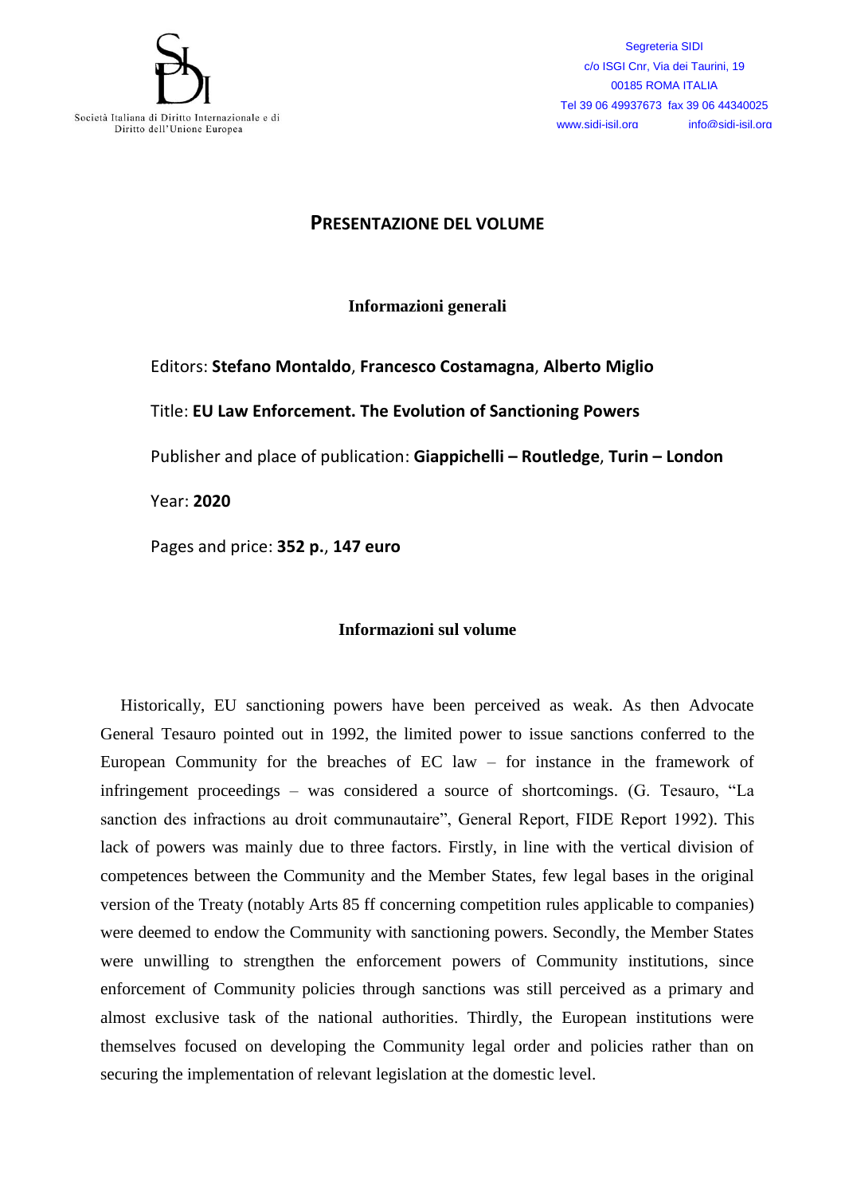Società Italiana di Diritto Internazionale e di Diritto dell'Unione Europea

Segreteria SIDI
c/o ISGI Cnr, Via dei Taurini, 19
00185 ROMA ITALIA
Tel 39 06 49937673 fax 39 06 44340025
www.sidi-isil.org info@sidi-isil.org

# PRESENTAZIONE DEL VOLUME

## Informazioni generali

Editors: **Stefano Montaldo**, **Francesco Costamagna**, **Alberto Miglio**

Title: **EU Law Enforcement. The Evolution of Sanctioning Powers**

Publisher and place of publication: **Giappichelli – Routledge**, **Turin – London**

Year: **2020**

Pages and price: **352 p.**, **147 euro**

## Informazioni sul volume

Historically, EU sanctioning powers have been perceived as weak. As then Advocate General Tesauro pointed out in 1992, the limited power to issue sanctions conferred to the European Community for the breaches of EC law – for instance in the framework of infringement proceedings – was considered a source of shortcomings. (G. Tesauro, "La sanction des infractions au droit communautaire", General Report, FIDE Report 1992). This lack of powers was mainly due to three factors. Firstly, in line with the vertical division of competences between the Community and the Member States, few legal bases in the original version of the Treaty (notably Arts 85 ff concerning competition rules applicable to companies) were deemed to endow the Community with sanctioning powers. Secondly, the Member States were unwilling to strengthen the enforcement powers of Community institutions, since enforcement of Community policies through sanctions was still perceived as a primary and almost exclusive task of the national authorities. Thirdly, the European institutions were themselves focused on developing the Community legal order and policies rather than on securing the implementation of relevant legislation at the domestic level.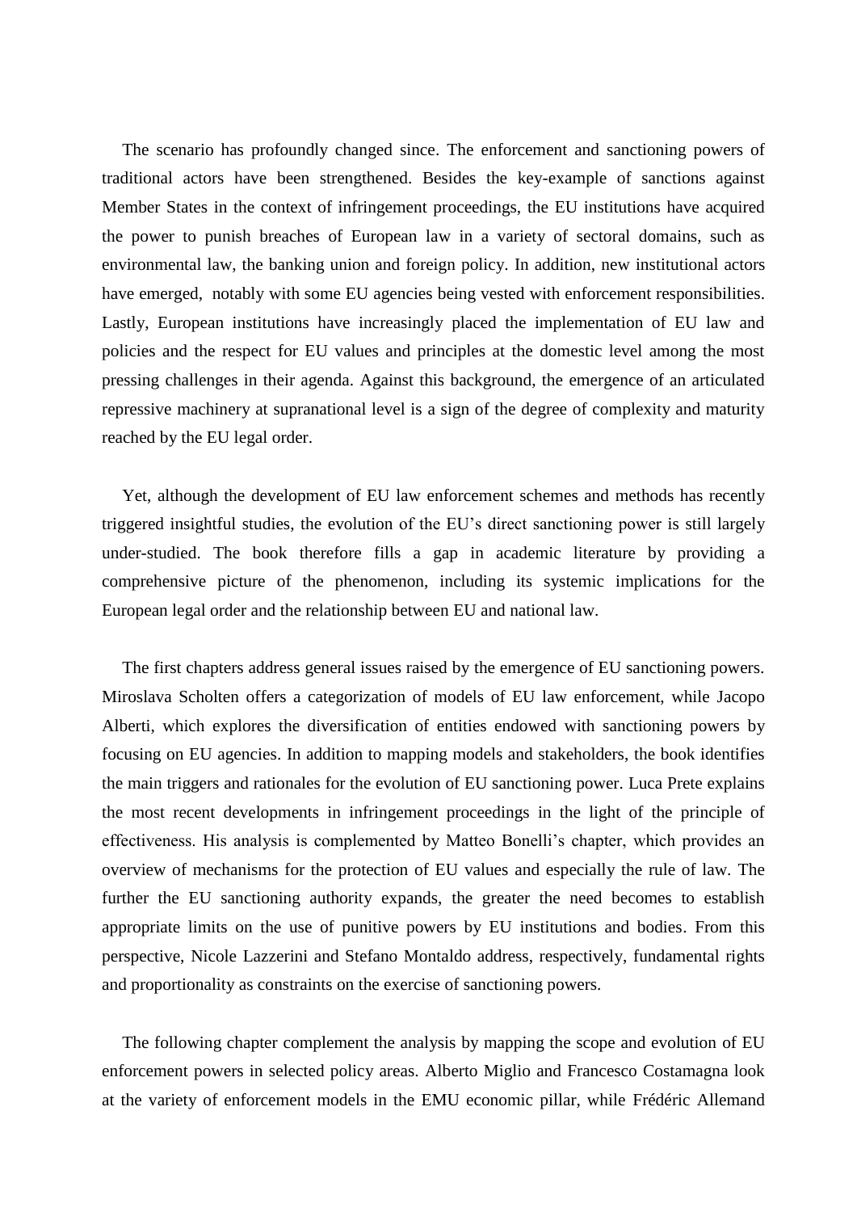The scenario has profoundly changed since. The enforcement and sanctioning powers of traditional actors have been strengthened. Besides the key-example of sanctions against Member States in the context of infringement proceedings, the EU institutions have acquired the power to punish breaches of European law in a variety of sectoral domains, such as environmental law, the banking union and foreign policy. In addition, new institutional actors have emerged, notably with some EU agencies being vested with enforcement responsibilities. Lastly, European institutions have increasingly placed the implementation of EU law and policies and the respect for EU values and principles at the domestic level among the most pressing challenges in their agenda. Against this background, the emergence of an articulated repressive machinery at supranational level is a sign of the degree of complexity and maturity reached by the EU legal order.

Yet, although the development of EU law enforcement schemes and methods has recently triggered insightful studies, the evolution of the EU's direct sanctioning power is still largely under-studied. The book therefore fills a gap in academic literature by providing a comprehensive picture of the phenomenon, including its systemic implications for the European legal order and the relationship between EU and national law.

The first chapters address general issues raised by the emergence of EU sanctioning powers. Miroslava Scholten offers a categorization of models of EU law enforcement, while Jacopo Alberti, which explores the diversification of entities endowed with sanctioning powers by focusing on EU agencies. In addition to mapping models and stakeholders, the book identifies the main triggers and rationales for the evolution of EU sanctioning power. Luca Prete explains the most recent developments in infringement proceedings in the light of the principle of effectiveness. His analysis is complemented by Matteo Bonelli's chapter, which provides an overview of mechanisms for the protection of EU values and especially the rule of law. The further the EU sanctioning authority expands, the greater the need becomes to establish appropriate limits on the use of punitive powers by EU institutions and bodies. From this perspective, Nicole Lazzerini and Stefano Montaldo address, respectively, fundamental rights and proportionality as constraints on the exercise of sanctioning powers.

The following chapter complement the analysis by mapping the scope and evolution of EU enforcement powers in selected policy areas. Alberto Miglio and Francesco Costamagna look at the variety of enforcement models in the EMU economic pillar, while Frédéric Allemand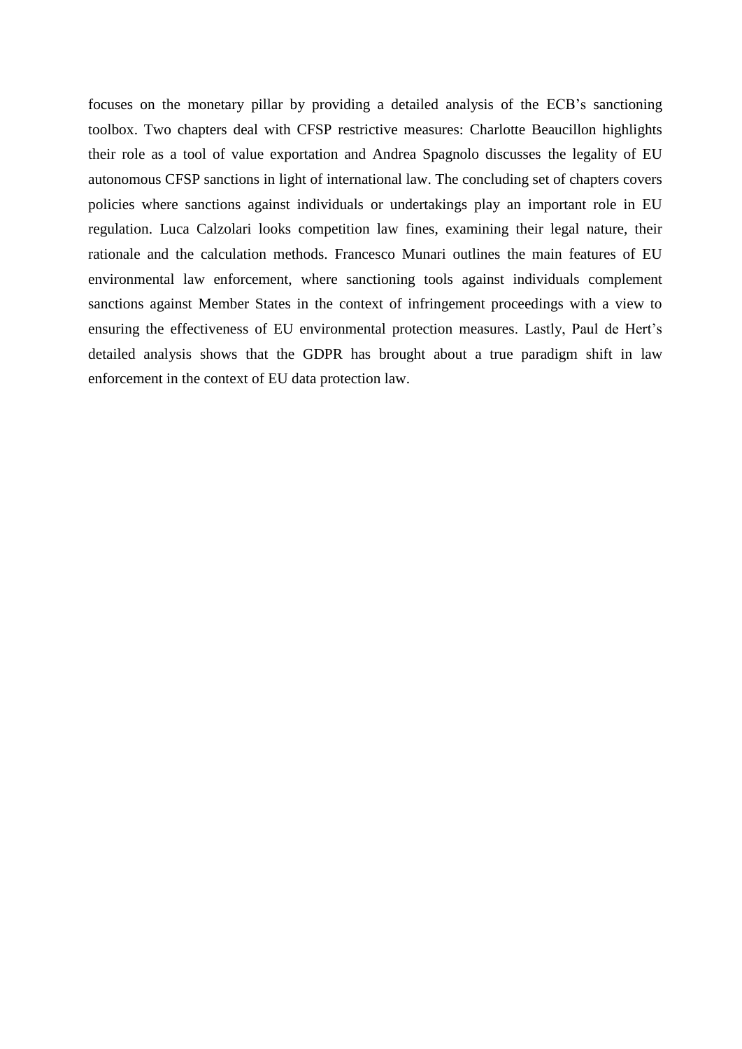focuses on the monetary pillar by providing a detailed analysis of the ECB's sanctioning toolbox. Two chapters deal with CFSP restrictive measures: Charlotte Beaucillon highlights their role as a tool of value exportation and Andrea Spagnolo discusses the legality of EU autonomous CFSP sanctions in light of international law. The concluding set of chapters covers policies where sanctions against individuals or undertakings play an important role in EU regulation. Luca Calzolari looks competition law fines, examining their legal nature, their rationale and the calculation methods. Francesco Munari outlines the main features of EU environmental law enforcement, where sanctioning tools against individuals complement sanctions against Member States in the context of infringement proceedings with a view to ensuring the effectiveness of EU environmental protection measures. Lastly, Paul de Hert's detailed analysis shows that the GDPR has brought about a true paradigm shift in law enforcement in the context of EU data protection law.